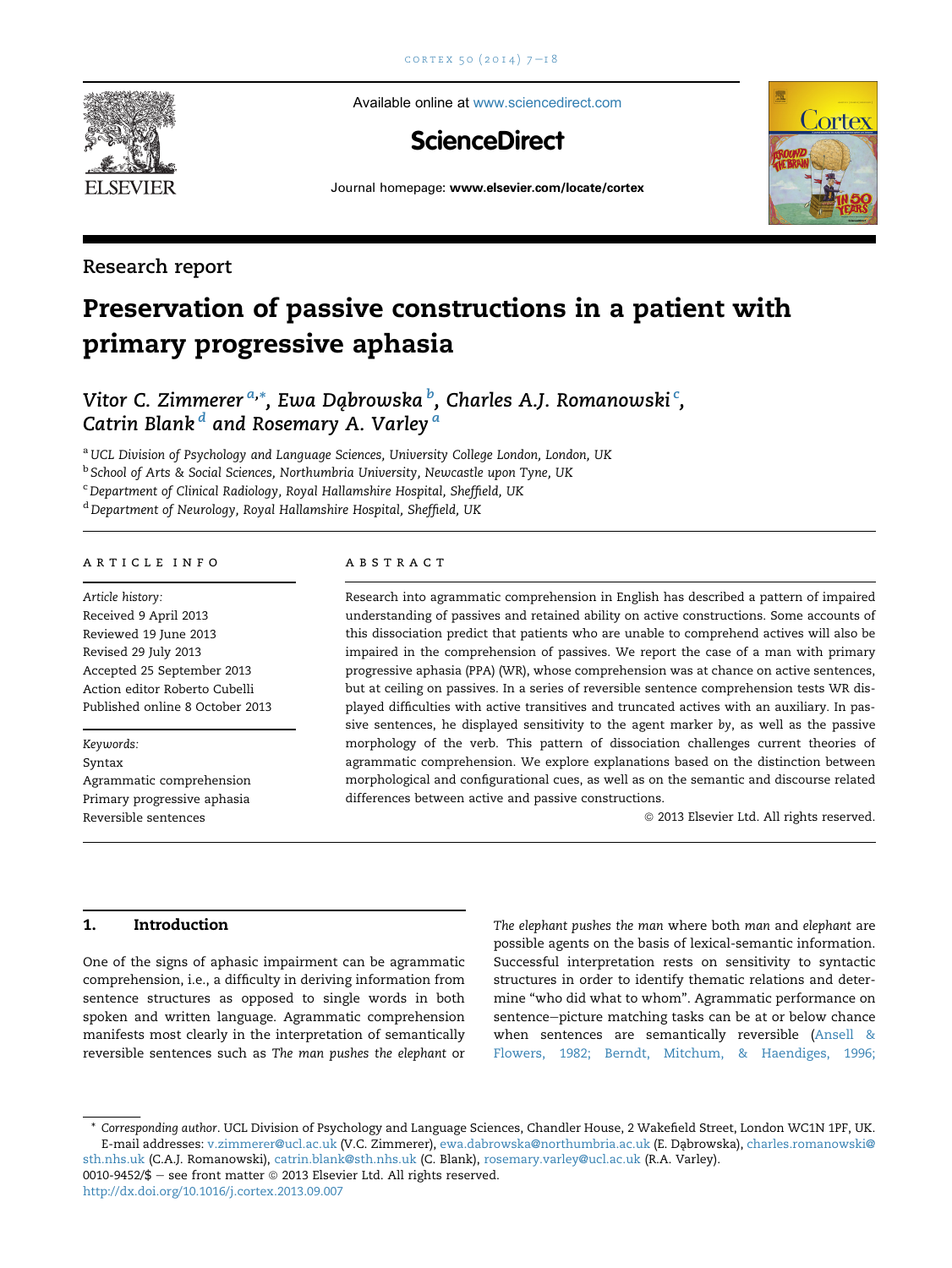Available online at www.sciencedirect.com

**ScienceDirect**

Journal homepage: **www.elsevier.com/locate/cortex**

Research report

# Preservation of passive constructions in a patient with primary progressive aphasia

*Vitor C. Zimmerer* [a,*], *Ewa Dąbrowska* [b], *Charles A.J. Romanowski* [c], *Catrin Blank* [d] *and Rosemary A. Varley* [a]

[a] *UCL Division of Psychology and Language Sciences, University College London, London, UK*
[b] *School of Arts & Social Sciences, Northumbria University, Newcastle upon Tyne, UK*
[c] *Department of Clinical Radiology, Royal Hallamshire Hospital, Sheffield, UK*
[d] *Department of Neurology, Royal Hallamshire Hospital, Sheffield, UK*

**ARTICLE INFO**

*Article history:*
Received 9 April 2013
Reviewed 19 June 2013
Revised 29 July 2013
Accepted 25 September 2013
Action editor Roberto Cubelli
Published online 8 October 2013

*Keywords:*
Syntax
Agrammatic comprehension
Primary progressive aphasia
Reversible sentences

**ABSTRACT**

Research into agrammatic comprehension in English has described a pattern of impaired understanding of passives and retained ability on active constructions. Some accounts of this dissociation predict that patients who are unable to comprehend actives will also be impaired in the comprehension of passives. We report the case of a man with primary progressive aphasia (PPA) (WR), whose comprehension was at chance on active sentences, but at ceiling on passives. In a series of reversible sentence comprehension tests WR displayed difficulties with active transitives and truncated actives with an auxiliary. In passive sentences, he displayed sensitivity to the agent marker *by*, as well as the passive morphology of the verb. This pattern of dissociation challenges current theories of agrammatic comprehension. We explore explanations based on the distinction between morphological and configurational cues, as well as on the semantic and discourse related differences between active and passive constructions.

© 2013 Elsevier Ltd. All rights reserved.

## 1. Introduction

One of the signs of aphasic impairment can be agrammatic comprehension, i.e., a difficulty in deriving information from sentence structures as opposed to single words in both spoken and written language. Agrammatic comprehension manifests most clearly in the interpretation of semantically reversible sentences such as *The man pushes the elephant* or *The elephant pushes the man* where both *man* and *elephant* are possible agents on the basis of lexical-semantic information. Successful interpretation rests on sensitivity to syntactic structures in order to identify thematic relations and determine "who did what to whom". Agrammatic performance on sentence–picture matching tasks can be at or below chance when sentences are semantically reversible (Ansell & Flowers, 1982; Berndt, Mitchum, & Haendiges, 1996;

\* *Corresponding author*. UCL Division of Psychology and Language Sciences, Chandler House, 2 Wakefield Street, London WC1N 1PF, UK.
E-mail addresses: v.zimmerer@ucl.ac.uk (V.C. Zimmerer), ewa.dabrowska@northumbria.ac.uk (E. Dąbrowska), charles.romanowski@sth.nhs.uk (C.A.J. Romanowski), catrin.blank@sth.nhs.uk (C. Blank), rosemary.varley@ucl.ac.uk (R.A. Varley).
0010-9452/$ – see front matter © 2013 Elsevier Ltd. All rights reserved.
http://dx.doi.org/10.1016/j.cortex.2013.09.007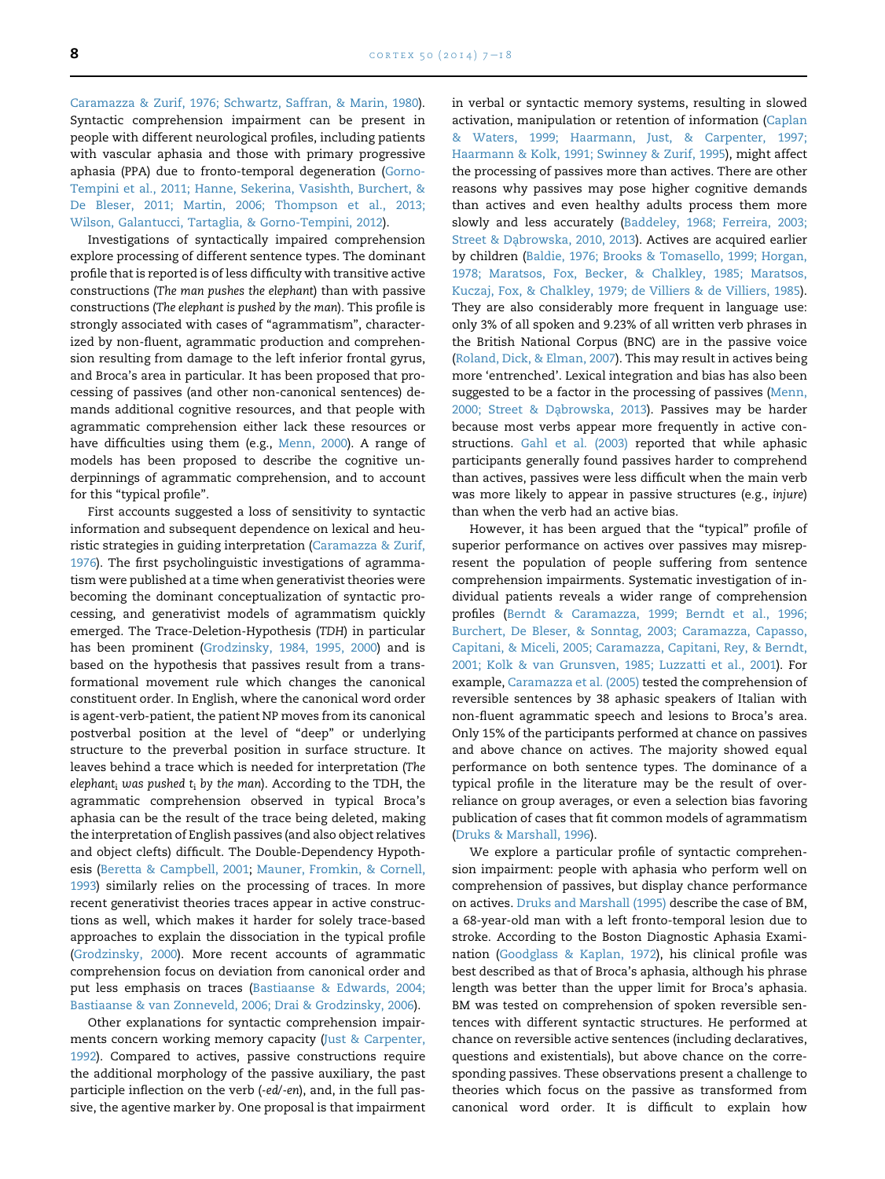Caramazza & Zurif, 1976; Schwartz, Saffran, & Marin, 1980). Syntactic comprehension impairment can be present in people with different neurological profiles, including patients with vascular aphasia and those with primary progressive aphasia (PPA) due to fronto-temporal degeneration (Gorno-Tempini et al., 2011; Hanne, Sekerina, Vasishth, Burchert, & De Bleser, 2011; Martin, 2006; Thompson et al., 2013; Wilson, Galantucci, Tartaglia, & Gorno-Tempini, 2012).

Investigations of syntactically impaired comprehension explore processing of different sentence types. The dominant profile that is reported is of less difficulty with transitive active constructions (*The man pushes the elephant*) than with passive constructions (*The elephant is pushed by the man*). This profile is strongly associated with cases of "agrammatism", characterized by non-fluent, agrammatic production and comprehension resulting from damage to the left inferior frontal gyrus, and Broca's area in particular. It has been proposed that processing of passives (and other non-canonical sentences) demands additional cognitive resources, and that people with agrammatic comprehension either lack these resources or have difficulties using them (e.g., Menn, 2000). A range of models has been proposed to describe the cognitive underpinnings of agrammatic comprehension, and to account for this "typical profile".

First accounts suggested a loss of sensitivity to syntactic information and subsequent dependence on lexical and heuristic strategies in guiding interpretation (Caramazza & Zurif, 1976). The first psycholinguistic investigations of agrammatism were published at a time when generativist theories were becoming the dominant conceptualization of syntactic processing, and generativist models of agrammatism quickly emerged. The Trace-Deletion-Hypothesis (*TDH*) in particular has been prominent (Grodzinsky, 1984, 1995, 2000) and is based on the hypothesis that passives result from a transformational movement rule which changes the canonical constituent order. In English, where the canonical word order is agent-verb-patient, the patient NP moves from its canonical postverbal position at the level of "deep" or underlying structure to the preverbal position in surface structure. It leaves behind a trace which is needed for interpretation (*The elephant$_i$ was pushed t$_i$ by the man*). According to the TDH, the agrammatic comprehension observed in typical Broca's aphasia can be the result of the trace being deleted, making the interpretation of English passives (and also object relatives and object clefts) difficult. The Double-Dependency Hypothesis (Beretta & Campbell, 2001; Mauner, Fromkin, & Cornell, 1993) similarly relies on the processing of traces. In more recent generativist theories traces appear in active constructions as well, which makes it harder for solely trace-based approaches to explain the dissociation in the typical profile (Grodzinsky, 2000). More recent accounts of agrammatic comprehension focus on deviation from canonical order and put less emphasis on traces (Bastiaanse & Edwards, 2004; Bastiaanse & van Zonneveld, 2006; Drai & Grodzinsky, 2006).

Other explanations for syntactic comprehension impairments concern working memory capacity (Just & Carpenter, 1992). Compared to actives, passive constructions require the additional morphology of the passive auxiliary, the past participle inflection on the verb (*-ed/-en*), and, in the full passive, the agentive marker *by*. One proposal is that impairment in verbal or syntactic memory systems, resulting in slowed activation, manipulation or retention of information (Caplan & Waters, 1999; Haarmann, Just, & Carpenter, 1997; Haarmann & Kolk, 1991; Swinney & Zurif, 1995), might affect the processing of passives more than actives. There are other reasons why passives may pose higher cognitive demands than actives and even healthy adults process them more slowly and less accurately (Baddeley, 1968; Ferreira, 2003; Street & Dąbrowska, 2010, 2013). Actives are acquired earlier by children (Baldie, 1976; Brooks & Tomasello, 1999; Horgan, 1978; Maratsos, Fox, Becker, & Chalkley, 1985; Maratsos, Kuczaj, Fox, & Chalkley, 1979; de Villiers & de Villiers, 1985). They are also considerably more frequent in language use: only 3% of all spoken and 9.23% of all written verb phrases in the British National Corpus (BNC) are in the passive voice (Roland, Dick, & Elman, 2007). This may result in actives being more 'entrenched'. Lexical integration and bias has also been suggested to be a factor in the processing of passives (Menn, 2000; Street & Dąbrowska, 2013). Passives may be harder because most verbs appear more frequently in active constructions. Gahl et al. (2003) reported that while aphasic participants generally found passives harder to comprehend than actives, passives were less difficult when the main verb was more likely to appear in passive structures (e.g., *injure*) than when the verb had an active bias.

However, it has been argued that the "typical" profile of superior performance on actives over passives may misrepresent the population of people suffering from sentence comprehension impairments. Systematic investigation of individual patients reveals a wider range of comprehension profiles (Berndt & Caramazza, 1999; Berndt et al., 1996; Burchert, De Bleser, & Sonntag, 2003; Caramazza, Capasso, Capitani, & Miceli, 2005; Caramazza, Capitani, Rey, & Berndt, 2001; Kolk & van Grunsven, 1985; Luzzatti et al., 2001). For example, Caramazza et al. (2005) tested the comprehension of reversible sentences by 38 aphasic speakers of Italian with non-fluent agrammatic speech and lesions to Broca's area. Only 15% of the participants performed at chance on passives and above chance on actives. The majority showed equal performance on both sentence types. The dominance of a typical profile in the literature may be the result of over-reliance on group averages, or even a selection bias favoring publication of cases that fit common models of agrammatism (Druks & Marshall, 1996).

We explore a particular profile of syntactic comprehension impairment: people with aphasia who perform well on comprehension of passives, but display chance performance on actives. Druks and Marshall (1995) describe the case of BM, a 68-year-old man with a left fronto-temporal lesion due to stroke. According to the Boston Diagnostic Aphasia Examination (Goodglass & Kaplan, 1972), his clinical profile was best described as that of Broca's aphasia, although his phrase length was better than the upper limit for Broca's aphasia. BM was tested on comprehension of spoken reversible sentences with different syntactic structures. He performed at chance on reversible active sentences (including declaratives, questions and existentials), but above chance on the corresponding passives. These observations present a challenge to theories which focus on the passive as transformed from canonical word order. It is difficult to explain how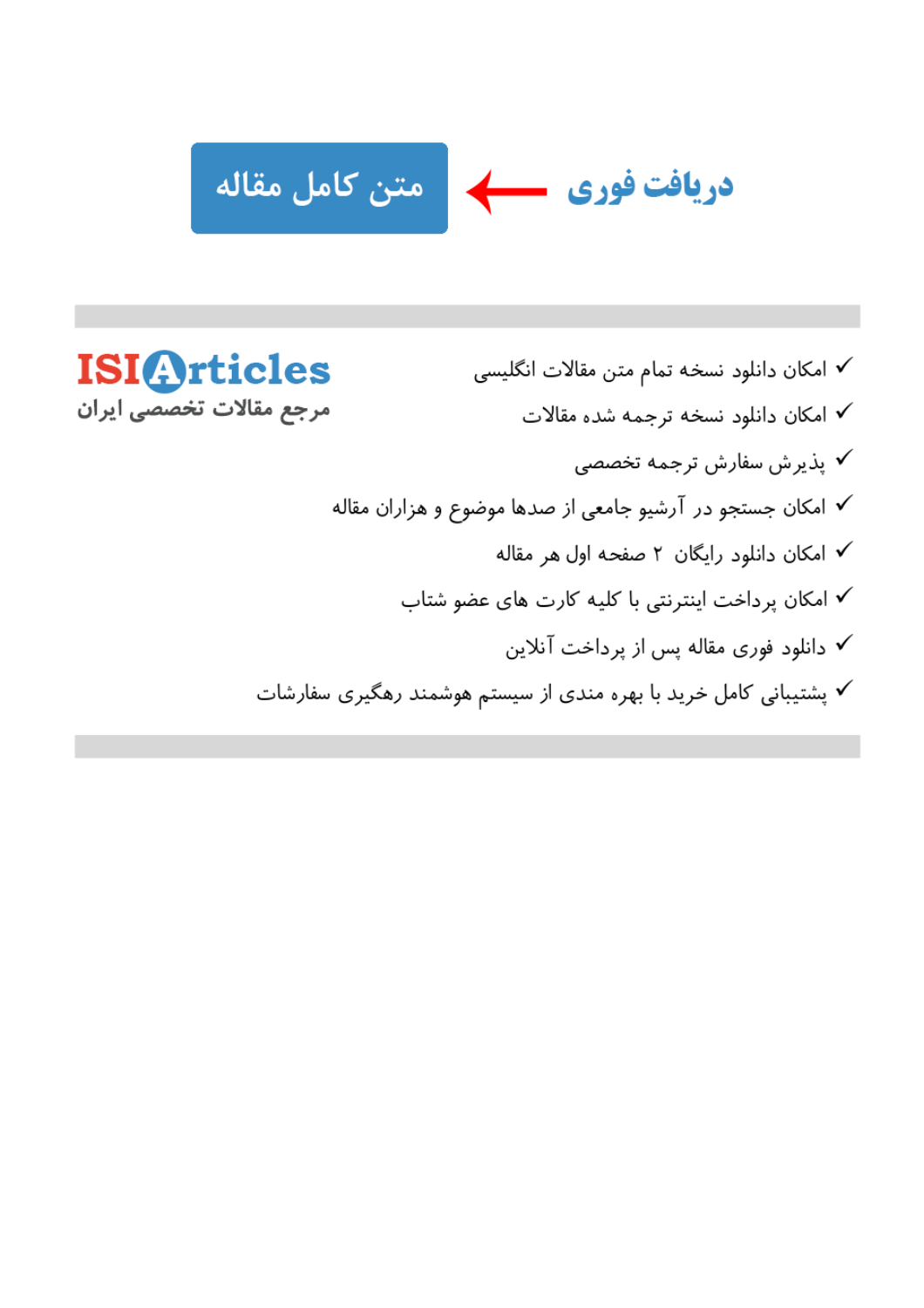دریافت فوری ← متن کامل مقاله

**ISIArticles**
مرجع مقالات تخصصی ایران

- ✓ امکان دانلود نسخه تمام متن مقالات انگلیسی
- ✓ امکان دانلود نسخه ترجمه شده مقالات
- ✓ پذیرش سفارش ترجمه تخصصی
- ✓ امکان جستجو در آرشیو جامعی از صدها موضوع و هزاران مقاله
- ✓ امکان دانلود رایگان ۲ صفحه اول هر مقاله
- ✓ امکان پرداخت اینترنتی با کلیه کارت های عضو شتاب
- ✓ دانلود فوری مقاله پس از پرداخت آنلاین
- ✓ پشتیبانی کامل خرید با بهره مندی از سیستم هوشمند رهگیری سفارشات